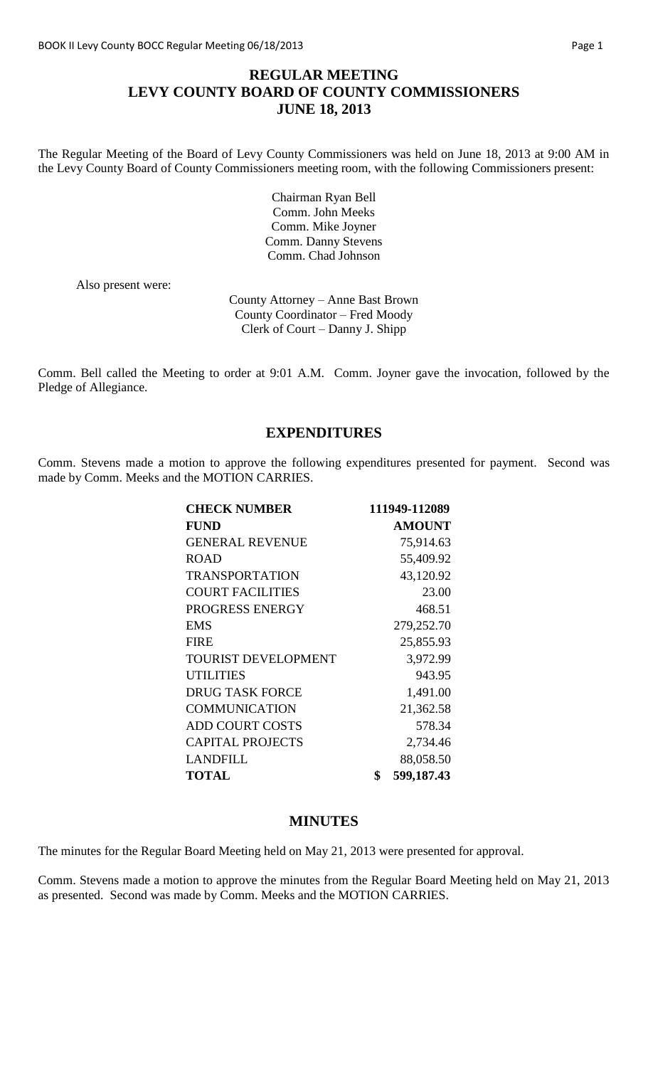# REGULAR MEETING
# LEVY COUNTY BOARD OF COUNTY COMMISSIONERS
# JUNE 18, 2013

The Regular Meeting of the Board of Levy County Commissioners was held on June 18, 2013 at 9:00 AM in the Levy County Board of County Commissioners meeting room, with the following Commissioners present:

Chairman Ryan Bell
Comm. John Meeks
Comm. Mike Joyner
Comm. Danny Stevens
Comm. Chad Johnson

Also present were:

County Attorney – Anne Bast Brown
County Coordinator – Fred Moody
Clerk of Court – Danny J. Shipp

Comm. Bell called the Meeting to order at 9:01 A.M. Comm. Joyner gave the invocation, followed by the Pledge of Allegiance.

## EXPENDITURES

Comm. Stevens made a motion to approve the following expenditures presented for payment. Second was made by Comm. Meeks and the MOTION CARRIES.

| **CHECK NUMBER** | **111949-112089** |
|---|---|
| **FUND** | **AMOUNT** |
| GENERAL REVENUE | 75,914.63 |
| ROAD | 55,409.92 |
| TRANSPORTATION | 43,120.92 |
| COURT FACILITIES | 23.00 |
| PROGRESS ENERGY | 468.51 |
| EMS | 279,252.70 |
| FIRE | 25,855.93 |
| TOURIST DEVELOPMENT | 3,972.99 |
| UTILITIES | 943.95 |
| DRUG TASK FORCE | 1,491.00 |
| COMMUNICATION | 21,362.58 |
| ADD COURT COSTS | 578.34 |
| CAPITAL PROJECTS | 2,734.46 |
| LANDFILL | 88,058.50 |
| **TOTAL** | **$ 599,187.43** |

## MINUTES

The minutes for the Regular Board Meeting held on May 21, 2013 were presented for approval.

Comm. Stevens made a motion to approve the minutes from the Regular Board Meeting held on May 21, 2013 as presented. Second was made by Comm. Meeks and the MOTION CARRIES.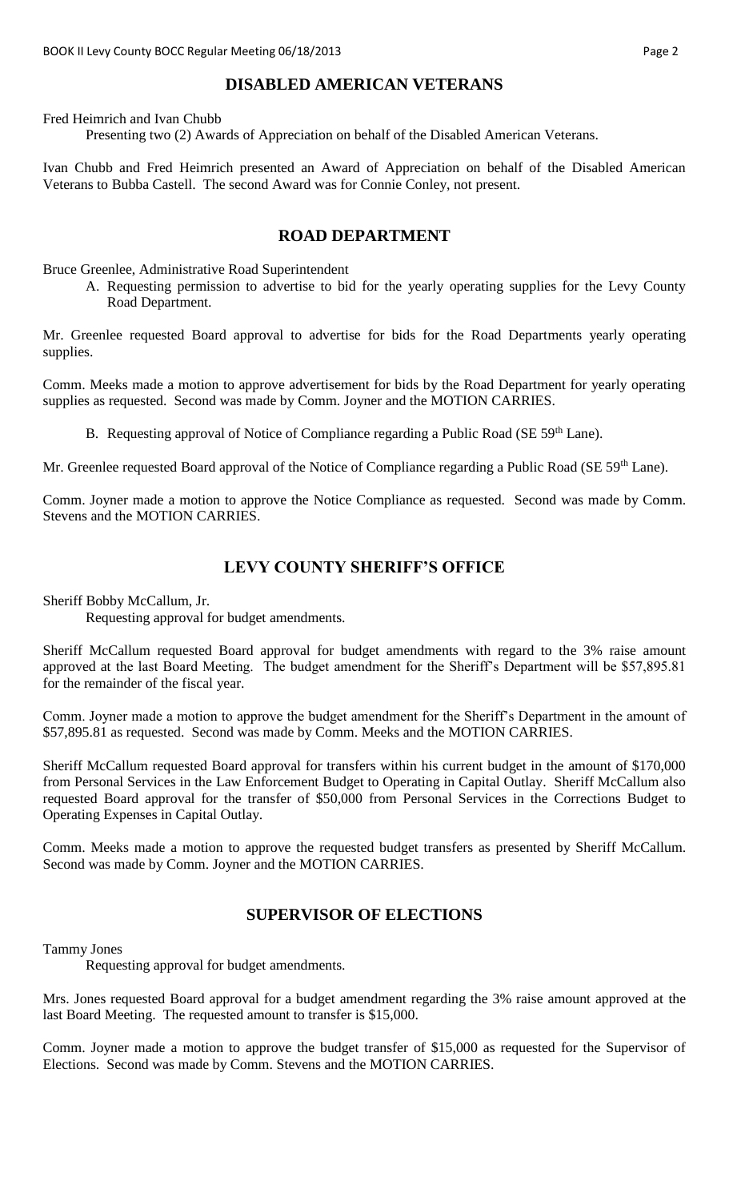## DISABLED AMERICAN VETERANS

Fred Heimrich and Ivan Chubb

Presenting two (2) Awards of Appreciation on behalf of the Disabled American Veterans.

Ivan Chubb and Fred Heimrich presented an Award of Appreciation on behalf of the Disabled American Veterans to Bubba Castell. The second Award was for Connie Conley, not present.

## ROAD DEPARTMENT

Bruce Greenlee, Administrative Road Superintendent

A. Requesting permission to advertise to bid for the yearly operating supplies for the Levy County Road Department.

Mr. Greenlee requested Board approval to advertise for bids for the Road Departments yearly operating supplies.

Comm. Meeks made a motion to approve advertisement for bids by the Road Department for yearly operating supplies as requested. Second was made by Comm. Joyner and the MOTION CARRIES.

B. Requesting approval of Notice of Compliance regarding a Public Road (SE 59th Lane).

Mr. Greenlee requested Board approval of the Notice of Compliance regarding a Public Road (SE 59th Lane).

Comm. Joyner made a motion to approve the Notice Compliance as requested. Second was made by Comm. Stevens and the MOTION CARRIES.

## LEVY COUNTY SHERIFF'S OFFICE

Sheriff Bobby McCallum, Jr.

Requesting approval for budget amendments.

Sheriff McCallum requested Board approval for budget amendments with regard to the 3% raise amount approved at the last Board Meeting. The budget amendment for the Sheriff's Department will be $57,895.81 for the remainder of the fiscal year.

Comm. Joyner made a motion to approve the budget amendment for the Sheriff's Department in the amount of $57,895.81 as requested. Second was made by Comm. Meeks and the MOTION CARRIES.

Sheriff McCallum requested Board approval for transfers within his current budget in the amount of $170,000 from Personal Services in the Law Enforcement Budget to Operating in Capital Outlay. Sheriff McCallum also requested Board approval for the transfer of $50,000 from Personal Services in the Corrections Budget to Operating Expenses in Capital Outlay.

Comm. Meeks made a motion to approve the requested budget transfers as presented by Sheriff McCallum. Second was made by Comm. Joyner and the MOTION CARRIES.

## SUPERVISOR OF ELECTIONS

Tammy Jones

Requesting approval for budget amendments.

Mrs. Jones requested Board approval for a budget amendment regarding the 3% raise amount approved at the last Board Meeting. The requested amount to transfer is $15,000.

Comm. Joyner made a motion to approve the budget transfer of $15,000 as requested for the Supervisor of Elections. Second was made by Comm. Stevens and the MOTION CARRIES.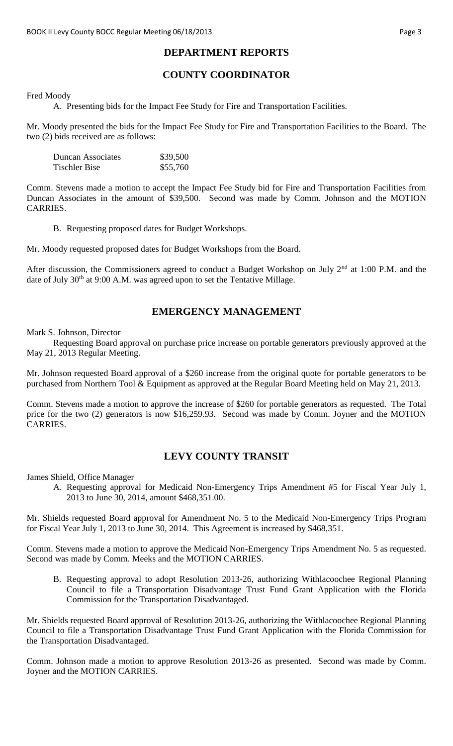## DEPARTMENT REPORTS

## COUNTY COORDINATOR

Fred Moody

A. Presenting bids for the Impact Fee Study for Fire and Transportation Facilities.

Mr. Moody presented the bids for the Impact Fee Study for Fire and Transportation Facilities to the Board. The two (2) bids received are as follows:

| | |
|---|---|
| Duncan Associates | \$39,500 |
| Tischler Bise | \$55,760 |

Comm. Stevens made a motion to accept the Impact Fee Study bid for Fire and Transportation Facilities from Duncan Associates in the amount of \$39,500. Second was made by Comm. Johnson and the MOTION CARRIES.

B. Requesting proposed dates for Budget Workshops.

Mr. Moody requested proposed dates for Budget Workshops from the Board.

After discussion, the Commissioners agreed to conduct a Budget Workshop on July 2nd at 1:00 P.M. and the date of July 30th at 9:00 A.M. was agreed upon to set the Tentative Millage.

## EMERGENCY MANAGEMENT

Mark S. Johnson, Director

Requesting Board approval on purchase price increase on portable generators previously approved at the May 21, 2013 Regular Meeting.

Mr. Johnson requested Board approval of a \$260 increase from the original quote for portable generators to be purchased from Northern Tool & Equipment as approved at the Regular Board Meeting held on May 21, 2013.

Comm. Stevens made a motion to approve the increase of \$260 for portable generators as requested. The Total price for the two (2) generators is now \$16,259.93. Second was made by Comm. Joyner and the MOTION CARRIES.

## LEVY COUNTY TRANSIT

James Shield, Office Manager

A. Requesting approval for Medicaid Non-Emergency Trips Amendment #5 for Fiscal Year July 1, 2013 to June 30, 2014, amount \$468,351.00.

Mr. Shields requested Board approval for Amendment No. 5 to the Medicaid Non-Emergency Trips Program for Fiscal Year July 1, 2013 to June 30, 2014. This Agreement is increased by \$468,351.

Comm. Stevens made a motion to approve the Medicaid Non-Emergency Trips Amendment No. 5 as requested. Second was made by Comm. Meeks and the MOTION CARRIES.

B. Requesting approval to adopt Resolution 2013-26, authorizing Withlacoochee Regional Planning Council to file a Transportation Disadvantage Trust Fund Grant Application with the Florida Commission for the Transportation Disadvantaged.

Mr. Shields requested Board approval of Resolution 2013-26, authorizing the Withlacoochee Regional Planning Council to file a Transportation Disadvantage Trust Fund Grant Application with the Florida Commission for the Transportation Disadvantaged.

Comm. Johnson made a motion to approve Resolution 2013-26 as presented. Second was made by Comm. Joyner and the MOTION CARRIES.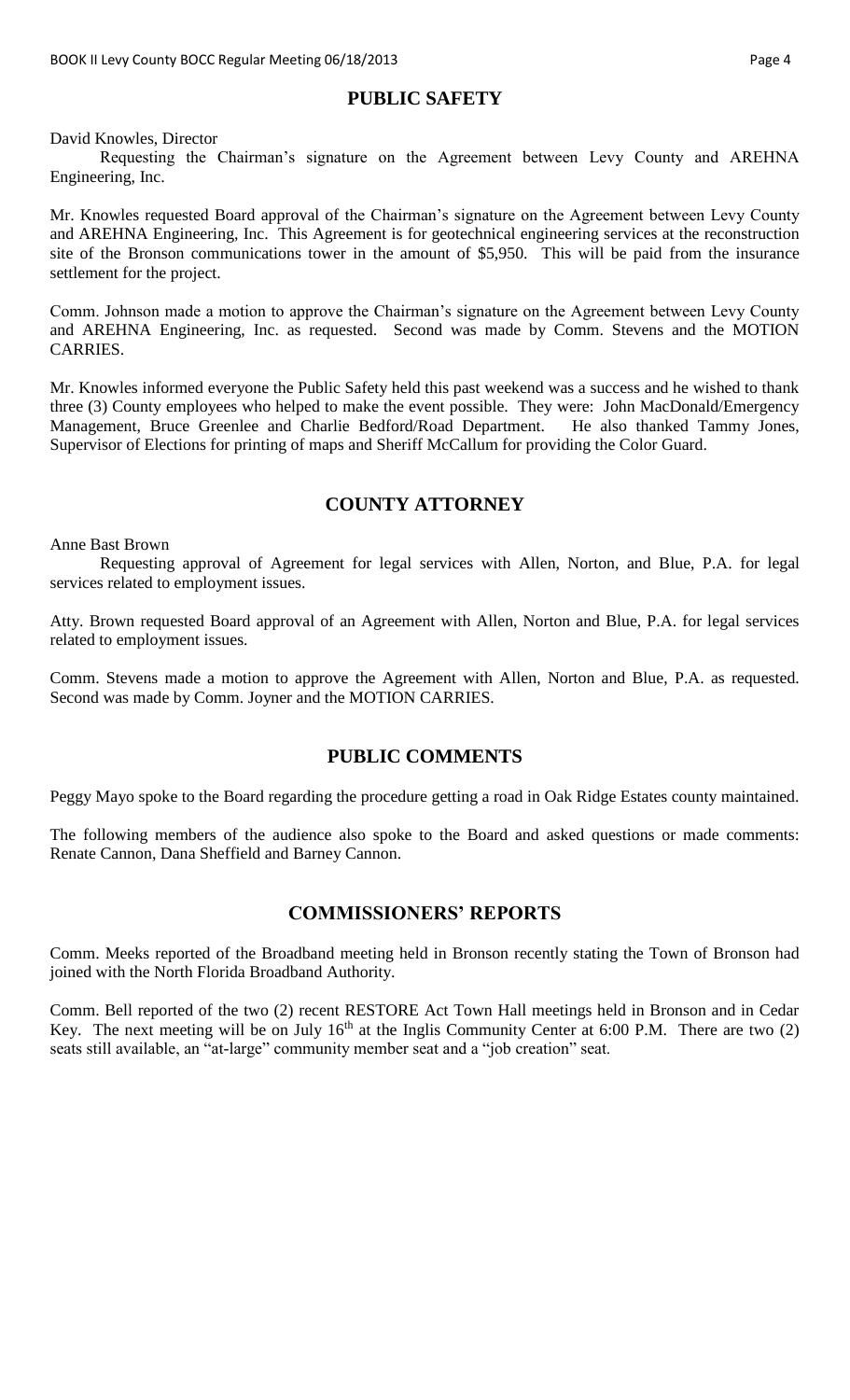## PUBLIC SAFETY

David Knowles, Director

Requesting the Chairman's signature on the Agreement between Levy County and AREHNA Engineering, Inc.

Mr. Knowles requested Board approval of the Chairman's signature on the Agreement between Levy County and AREHNA Engineering, Inc. This Agreement is for geotechnical engineering services at the reconstruction site of the Bronson communications tower in the amount of $5,950. This will be paid from the insurance settlement for the project.

Comm. Johnson made a motion to approve the Chairman's signature on the Agreement between Levy County and AREHNA Engineering, Inc. as requested. Second was made by Comm. Stevens and the MOTION CARRIES.

Mr. Knowles informed everyone the Public Safety held this past weekend was a success and he wished to thank three (3) County employees who helped to make the event possible. They were: John MacDonald/Emergency Management, Bruce Greenlee and Charlie Bedford/Road Department. He also thanked Tammy Jones, Supervisor of Elections for printing of maps and Sheriff McCallum for providing the Color Guard.

## COUNTY ATTORNEY

Anne Bast Brown

Requesting approval of Agreement for legal services with Allen, Norton, and Blue, P.A. for legal services related to employment issues.

Atty. Brown requested Board approval of an Agreement with Allen, Norton and Blue, P.A. for legal services related to employment issues.

Comm. Stevens made a motion to approve the Agreement with Allen, Norton and Blue, P.A. as requested. Second was made by Comm. Joyner and the MOTION CARRIES.

## PUBLIC COMMENTS

Peggy Mayo spoke to the Board regarding the procedure getting a road in Oak Ridge Estates county maintained.

The following members of the audience also spoke to the Board and asked questions or made comments: Renate Cannon, Dana Sheffield and Barney Cannon.

## COMMISSIONERS' REPORTS

Comm. Meeks reported of the Broadband meeting held in Bronson recently stating the Town of Bronson had joined with the North Florida Broadband Authority.

Comm. Bell reported of the two (2) recent RESTORE Act Town Hall meetings held in Bronson and in Cedar Key. The next meeting will be on July 16th at the Inglis Community Center at 6:00 P.M. There are two (2) seats still available, an "at-large" community member seat and a "job creation" seat.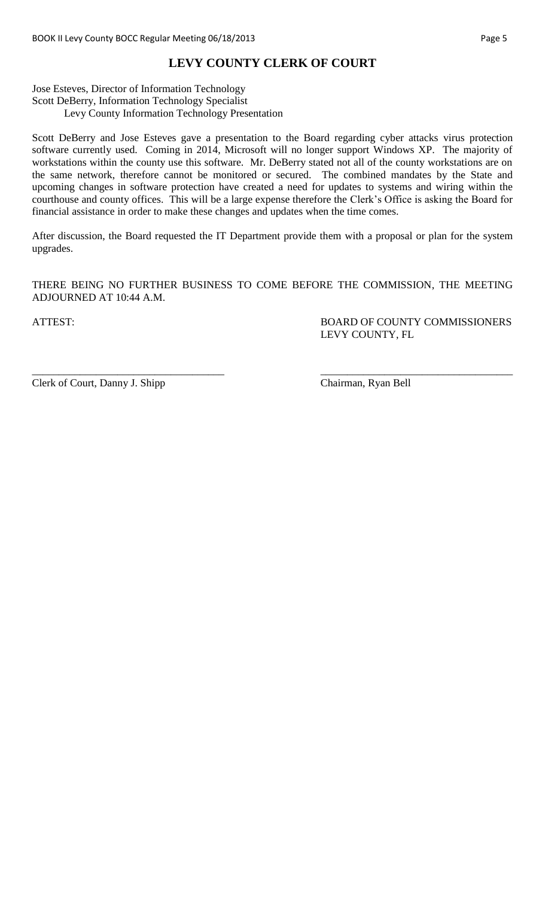## LEVY COUNTY CLERK OF COURT

Jose Esteves, Director of Information Technology
Scott DeBerry, Information Technology Specialist
Levy County Information Technology Presentation

Scott DeBerry and Jose Esteves gave a presentation to the Board regarding cyber attacks virus protection software currently used. Coming in 2014, Microsoft will no longer support Windows XP. The majority of workstations within the county use this software. Mr. DeBerry stated not all of the county workstations are on the same network, therefore cannot be monitored or secured. The combined mandates by the State and upcoming changes in software protection have created a need for updates to systems and wiring within the courthouse and county offices. This will be a large expense therefore the Clerk's Office is asking the Board for financial assistance in order to make these changes and updates when the time comes.

After discussion, the Board requested the IT Department provide them with a proposal or plan for the system upgrades.

THERE BEING NO FURTHER BUSINESS TO COME BEFORE THE COMMISSION, THE MEETING ADJOURNED AT 10:44 A.M.

ATTEST:

BOARD OF COUNTY COMMISSIONERS
LEVY COUNTY, FL

\_\_\_\_\_\_\_\_\_\_\_\_\_\_\_\_\_\_\_\_\_\_\_\_\_\_\_\_\_\_\_\_\_\_\_
Clerk of Court, Danny J. Shipp

\_\_\_\_\_\_\_\_\_\_\_\_\_\_\_\_\_\_\_\_\_\_\_\_\_\_\_\_\_\_\_\_\_\_\_
Chairman, Ryan Bell